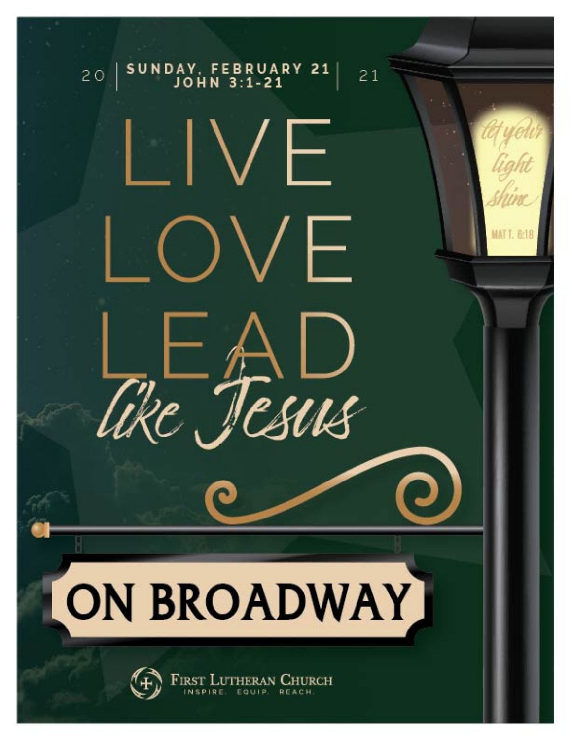2021 | SUNDAY, FEBRUARY 21 | JOHN 3:1-21

# LIVE LOVE LEAD

*like Jesus*

*let your light shine* MATT. 6:18

## ON BROADWAY

FIRST LUTHERAN CHURCH
INSPIRE. EQUIP. REACH.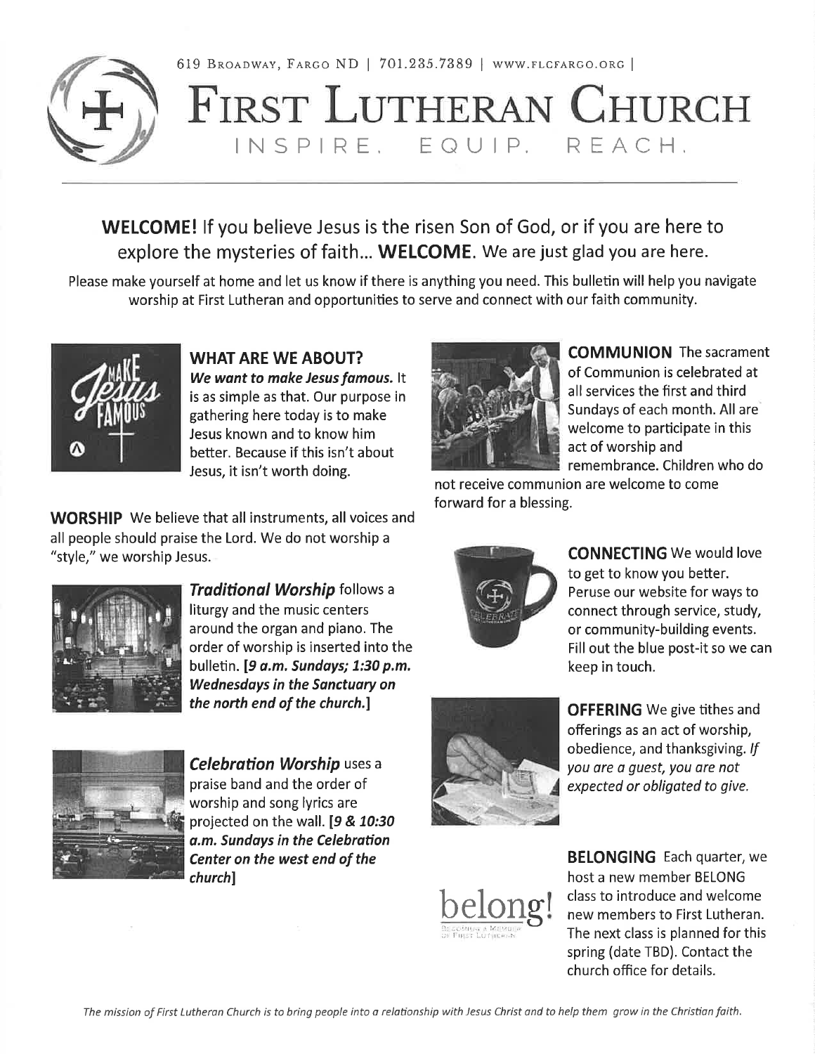619 Broadway, Fargo ND | 701.235.7389 | www.flcfargo.org |

# First Lutheran Church

INSPIRE. EQUIP. REACH.

## **WELCOME!** If you believe Jesus is the risen Son of God, or if you are here to explore the mysteries of faith... **WELCOME**. We are just glad you are here.

Please make yourself at home and let us know if there is anything you need. This bulletin will help you navigate worship at First Lutheran and opportunities to serve and connect with our faith community.

### WHAT ARE WE ABOUT?

***We want to make Jesus famous.*** It is as simple as that. Our purpose in gathering here today is to make Jesus known and to know him better. Because if this isn't about Jesus, it isn't worth doing.

**WORSHIP** We believe that all instruments, all voices and all people should praise the Lord. We do not worship a "style," we worship Jesus.

***Traditional Worship*** follows a liturgy and the music centers around the organ and piano. The order of worship is inserted into the bulletin. ***[9 a.m. Sundays; 1:30 p.m. Wednesdays in the Sanctuary on the north end of the church.]***

***Celebration Worship*** uses a praise band and the order of worship and song lyrics are projected on the wall. ***[9 & 10:30 a.m. Sundays in the Celebration Center on the west end of the church]***

**COMMUNION** The sacrament of Communion is celebrated at all services the first and third Sundays of each month. All are welcome to participate in this act of worship and remembrance. Children who do not receive communion are welcome to come forward for a blessing.

**CONNECTING** We would love to get to know you better. Peruse our website for ways to connect through service, study, or community-building events. Fill out the blue post-it so we can keep in touch.

**OFFERING** We give tithes and offerings as an act of worship, obedience, and thanksgiving. *If you are a guest, you are not expected or obligated to give.*

**BELONGING** Each quarter, we host a new member BELONG class to introduce and welcome new members to First Lutheran. The next class is planned for this spring (date TBD). Contact the church office for details.

*The mission of First Lutheran Church is to bring people into a relationship with Jesus Christ and to help them grow in the Christian faith.*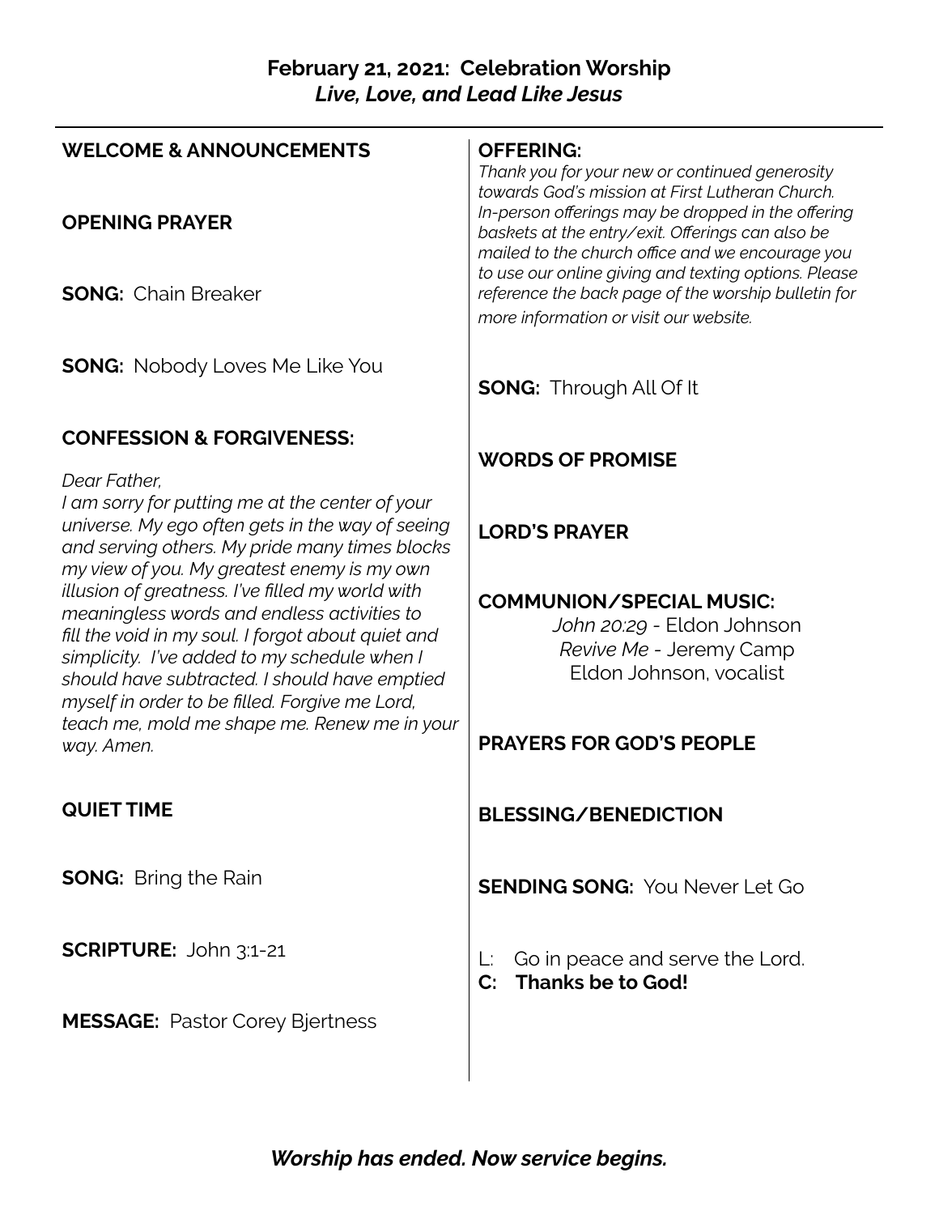# February 21, 2021: Celebration Worship
## *Live, Love, and Lead Like Jesus*

**WELCOME & ANNOUNCEMENTS**

**OPENING PRAYER**

**SONG:** Chain Breaker

**SONG:** Nobody Loves Me Like You

**CONFESSION & FORGIVENESS:**

*Dear Father,*
*I am sorry for putting me at the center of your universe. My ego often gets in the way of seeing and serving others. My pride many times blocks my view of you. My greatest enemy is my own illusion of greatness. I've filled my world with meaningless words and endless activities to fill the void in my soul. I forgot about quiet and simplicity. I've added to my schedule when I should have subtracted. I should have emptied myself in order to be filled. Forgive me Lord, teach me, mold me shape me. Renew me in your way. Amen.*

**QUIET TIME**

**SONG:** Bring the Rain

**SCRIPTURE:** John 3:1-21

**MESSAGE:** Pastor Corey Bjertness

**OFFERING:**
*Thank you for your new or continued generosity towards God's mission at First Lutheran Church. In-person offerings may be dropped in the offering baskets at the entry/exit. Offerings can also be mailed to the church office and we encourage you to use our online giving and texting options. Please reference the back page of the worship bulletin for more information or visit our website.*

**SONG:** Through All Of It

**WORDS OF PROMISE**

**LORD'S PRAYER**

**COMMUNION/SPECIAL MUSIC:**
*John 20:29* - Eldon Johnson
*Revive Me* - Jeremy Camp
Eldon Johnson, vocalist

**PRAYERS FOR GOD'S PEOPLE**

**BLESSING/BENEDICTION**

**SENDING SONG:** You Never Let Go

L: Go in peace and serve the Lord.
**C: Thanks be to God!**

***Worship has ended. Now service begins.***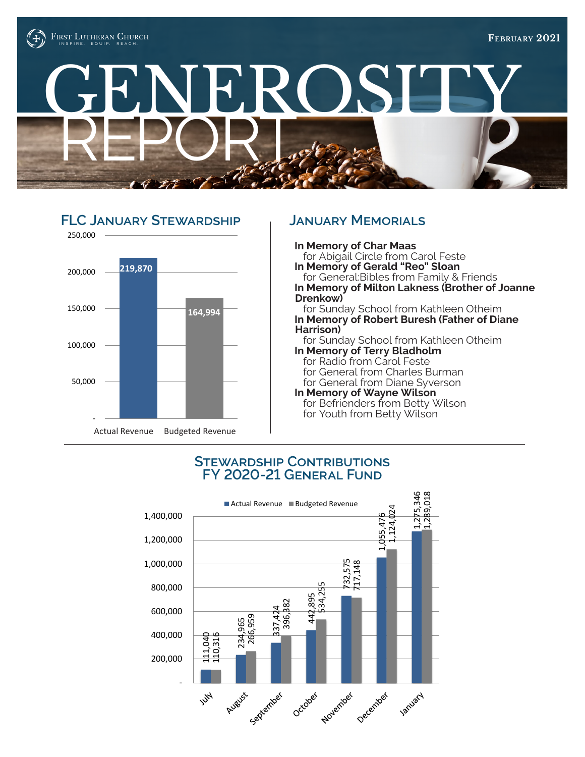First Lutheran Church
INSPIRE. EQUIP. REACH.

February 2021

# GENEROSITY REPORT

## FLC January Stewardship

| | Actual Revenue | Budgeted Revenue |
|---|---|---|
| January | 219,870 | 164,994 |

## January Memorials

**In Memory of Char Maas**
for Abigail Circle from Carol Feste

**In Memory of Gerald "Reo" Sloan**
for General:Bibles from Family & Friends

**In Memory of Milton Lakness (Brother of Joanne Drenkow)**
for Sunday School from Kathleen Otheim

**In Memory of Robert Buresh (Father of Diane Harrison)**
for Sunday School from Kathleen Otheim

**In Memory of Terry Bladholm**
for Radio from Carol Feste
for General from Charles Burman
for General from Diane Syverson

**In Memory of Wayne Wilson**
for Befrienders from Betty Wilson
for Youth from Betty Wilson

## Stewardship Contributions FY 2020-21 General Fund

| Month | Actual Revenue | Budgeted Revenue |
|---|---|---|
| July | 111,040 | 110,316 |
| August | 234,965 | 266,959 |
| September | 337,424 | 396,382 |
| October | 442,895 | 534,255 |
| November | 732,575 | 717,148 |
| December | 1,055,476 | 1,124,024 |
| January | 1,275,346 | 1,289,018 |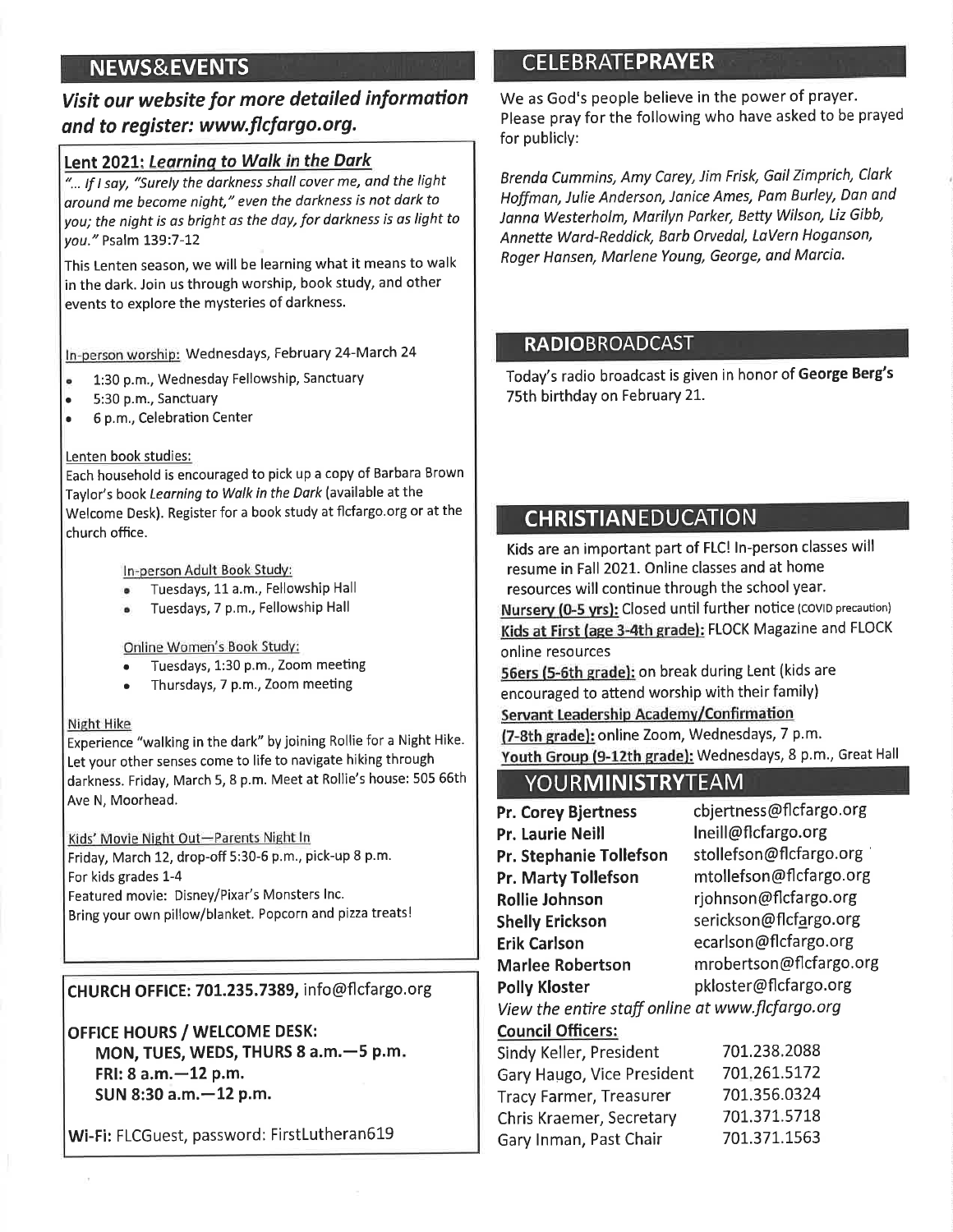## NEWS&EVENTS

***Visit our website for more detailed information and to register: www.flcfargo.org.***

### Lent 2021: *Learning to Walk in the Dark*

*"... If I say, "Surely the darkness shall cover me, and the light around me become night," even the darkness is not dark to you; the night is as bright as the day, for darkness is as light to you."* Psalm 139:7-12

This Lenten season, we will be learning what it means to walk in the dark. Join us through worship, book study, and other events to explore the mysteries of darkness.

In-person worship: Wednesdays, February 24-March 24

- 1:30 p.m., Wednesday Fellowship, Sanctuary
- 5:30 p.m., Sanctuary
- 6 p.m., Celebration Center

Lenten book studies:
Each household is encouraged to pick up a copy of Barbara Brown Taylor's book *Learning to Walk in the Dark* (available at the Welcome Desk). Register for a book study at flcfargo.org or at the church office.

In-person Adult Book Study:

- Tuesdays, 11 a.m., Fellowship Hall
- Tuesdays, 7 p.m., Fellowship Hall

Online Women's Book Study:

- Tuesdays, 1:30 p.m., Zoom meeting
- Thursdays, 7 p.m., Zoom meeting

Night Hike
Experience "walking in the dark" by joining Rollie for a Night Hike. Let your other senses come to life to navigate hiking through darkness. Friday, March 5, 8 p.m. Meet at Rollie's house: 505 66th Ave N, Moorhead.

Kids' Movie Night Out—Parents Night In
Friday, March 12, drop-off 5:30-6 p.m., pick-up 8 p.m.
For kids grades 1-4
Featured movie: Disney/Pixar's Monsters Inc.
Bring your own pillow/blanket. Popcorn and pizza treats!

**CHURCH OFFICE: 701.235.7389,** info@flcfargo.org

**OFFICE HOURS / WELCOME DESK:**
**MON, TUES, WEDS, THURS 8 a.m.—5 p.m.**
**FRI: 8 a.m.—12 p.m.**
**SUN 8:30 a.m.—12 p.m.**

**Wi-Fi:** FLCGuest, password: FirstLutheran619

## CELEBRATE**PRAYER**

We as God's people believe in the power of prayer. Please pray for the following who have asked to be prayed for publicly:

*Brenda Cummins, Amy Carey, Jim Frisk, Gail Zimprich, Clark Hoffman, Julie Anderson, Janice Ames, Pam Burley, Dan and Janna Westerholm, Marilyn Parker, Betty Wilson, Liz Gibb, Annette Ward-Reddick, Barb Orvedal, LaVern Hoganson, Roger Hansen, Marlene Young, George, and Marcia.*

## **RADIO**BROADCAST

Today's radio broadcast is given in honor of **George Berg's** 75th birthday on February 21.

## **CHRISTIAN**EDUCATION

Kids are an important part of FLC! In-person classes will resume in Fall 2021. Online classes and at home resources will continue through the school year.

**Nursery (0-5 yrs):** Closed until further notice (COVID precaution)
**Kids at First (age 3-4th grade):** FLOCK Magazine and FLOCK online resources
**56ers (5-6th grade):** on break during Lent (kids are encouraged to attend worship with their family)
**Servant Leadership Academy/Confirmation (7-8th grade):** online Zoom, Wednesdays, 7 p.m.
**Youth Group (9-12th grade):** Wednesdays, 8 p.m., Great Hall

## YOUR**MINISTRY**TEAM

| | |
|---|---|
| **Pr. Corey Bjertness** | cbjertness@flcfargo.org |
| **Pr. Laurie Neill** | lneill@flcfargo.org |
| **Pr. Stephanie Tollefson** | stollefson@flcfargo.org |
| **Pr. Marty Tollefson** | mtollefson@flcfargo.org |
| **Rollie Johnson** | rjohnson@flcfargo.org |
| **Shelly Erickson** | serickson@flcfargo.org |
| **Erik Carlson** | ecarlson@flcfargo.org |
| **Marlee Robertson** | mrobertson@flcfargo.org |
| **Polly Kloster** | pkloster@flcfargo.org |

*View the entire staff online at www.flcfargo.org*

**Council Officers:**

| | |
|---|---|
| Sindy Keller, President | 701.238.2088 |
| Gary Haugo, Vice President | 701.261.5172 |
| Tracy Farmer, Treasurer | 701.356.0324 |
| Chris Kraemer, Secretary | 701.371.5718 |
| Gary Inman, Past Chair | 701.371.1563 |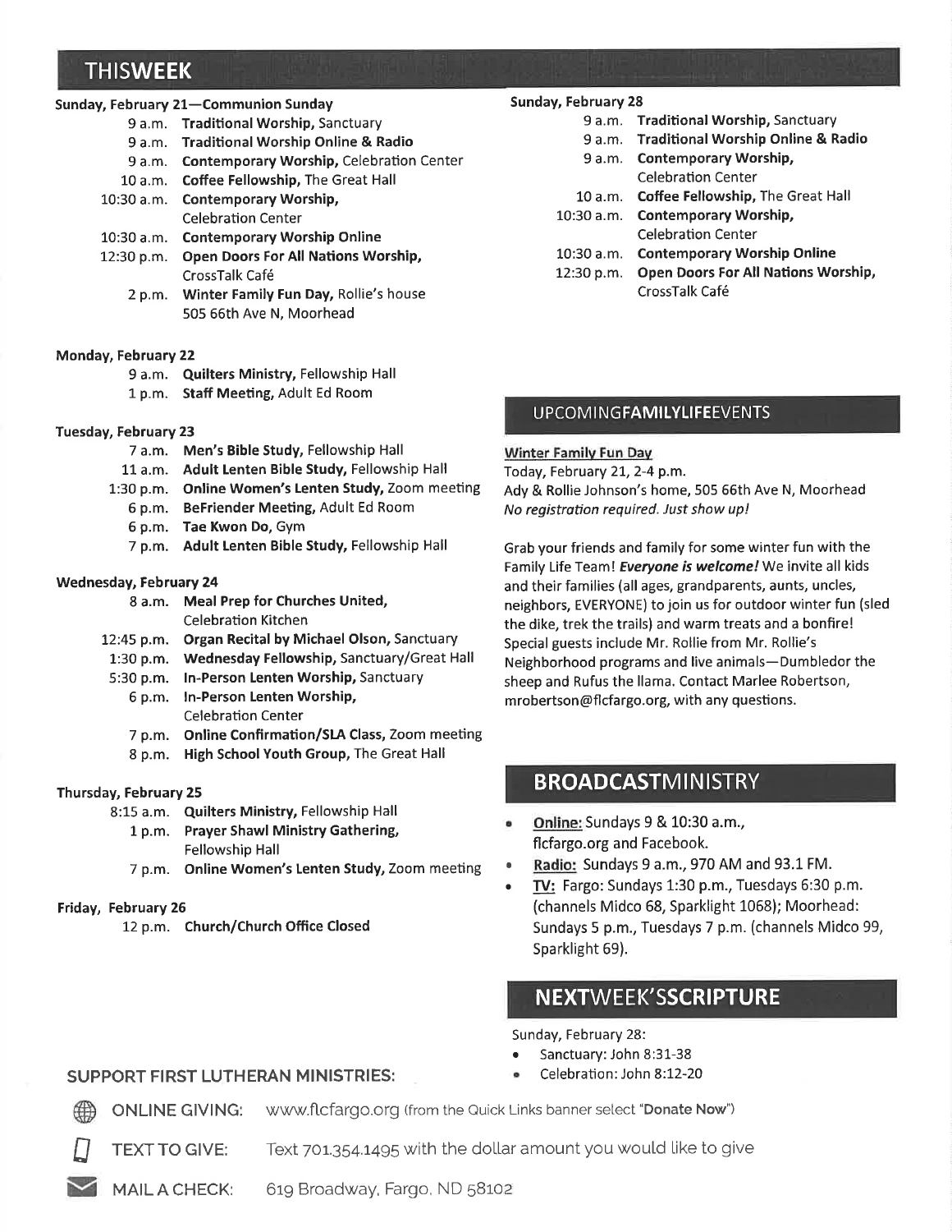## THISWEEK

**Sunday, February 21—Communion Sunday**

- 9 a.m. **Traditional Worship,** Sanctuary
- 9 a.m. **Traditional Worship Online & Radio**
- 9 a.m. **Contemporary Worship,** Celebration Center
- 10 a.m. **Coffee Fellowship,** The Great Hall
- 10:30 a.m. **Contemporary Worship,** Celebration Center
- 10:30 a.m. **Contemporary Worship Online**
- 12:30 p.m. **Open Doors For All Nations Worship,** CrossTalk Café
- 2 p.m. **Winter Family Fun Day,** Rollie's house 505 66th Ave N, Moorhead

**Monday, February 22**

- 9 a.m. **Quilters Ministry,** Fellowship Hall
- 1 p.m. **Staff Meeting,** Adult Ed Room

**Tuesday, February 23**

- 7 a.m. **Men's Bible Study,** Fellowship Hall
- 11 a.m. **Adult Lenten Bible Study,** Fellowship Hall
- 1:30 p.m. **Online Women's Lenten Study,** Zoom meeting
- 6 p.m. **BeFriender Meeting,** Adult Ed Room
- 6 p.m. **Tae Kwon Do,** Gym
- 7 p.m. **Adult Lenten Bible Study,** Fellowship Hall

**Wednesday, February 24**

- 8 a.m. **Meal Prep for Churches United,** Celebration Kitchen
- 12:45 p.m. **Organ Recital by Michael Olson,** Sanctuary
- 1:30 p.m. **Wednesday Fellowship,** Sanctuary/Great Hall
- 5:30 p.m. **In-Person Lenten Worship,** Sanctuary
- 6 p.m. **In-Person Lenten Worship,** Celebration Center
- 7 p.m. **Online Confirmation/SLA Class,** Zoom meeting
- 8 p.m. **High School Youth Group,** The Great Hall

**Thursday, February 25**

- 8:15 a.m. **Quilters Ministry,** Fellowship Hall
- 1 p.m. **Prayer Shawl Ministry Gathering,** Fellowship Hall
- 7 p.m. **Online Women's Lenten Study,** Zoom meeting

**Friday, February 26**

- 12 p.m. **Church/Church Office Closed**

**Sunday, February 28**

- 9 a.m. **Traditional Worship,** Sanctuary
- 9 a.m. **Traditional Worship Online & Radio**
- 9 a.m. **Contemporary Worship,** Celebration Center
- 10 a.m. **Coffee Fellowship,** The Great Hall
- 10:30 a.m. **Contemporary Worship,** Celebration Center
- 10:30 a.m. **Contemporary Worship Online**
- 12:30 p.m. **Open Doors For All Nations Worship,** CrossTalk Café

## UPCOMING**FAMILYLIFE**EVENTS

**Winter Family Fun Day**

Today, February 21, 2-4 p.m.
Ady & Rollie Johnson's home, 505 66th Ave N, Moorhead
*No registration required. Just show up!*

Grab your friends and family for some winter fun with the Family Life Team! ***Everyone is welcome!*** We invite all kids and their families (all ages, grandparents, aunts, uncles, neighbors, EVERYONE) to join us for outdoor winter fun (sled the dike, trek the trails) and warm treats and a bonfire! Special guests include Mr. Rollie from Mr. Rollie's Neighborhood programs and live animals—Dumbledor the sheep and Rufus the llama. Contact Marlee Robertson, mrobertson@flcfargo.org, with any questions.

## **BROADCAST**MINISTRY

- **Online:** Sundays 9 & 10:30 a.m., flcfargo.org and Facebook.
- **Radio:** Sundays 9 a.m., 970 AM and 93.1 FM.
- **TV:** Fargo: Sundays 1:30 p.m., Tuesdays 6:30 p.m. (channels Midco 68, Sparklight 1068); Moorhead: Sundays 5 p.m., Tuesdays 7 p.m. (channels Midco 99, Sparklight 69).

## **NEXT**WEEK'S**SCRIPTURE**

Sunday, February 28:

- Sanctuary: John 8:31-38
- Celebration: John 8:12-20

### SUPPORT FIRST LUTHERAN MINISTRIES:

ONLINE GIVING: www.flcfargo.org (from the Quick Links banner select "**Donate Now**")

TEXT TO GIVE: Text 701.354.1495 with the dollar amount you would like to give

MAIL A CHECK: 619 Broadway, Fargo, ND 58102